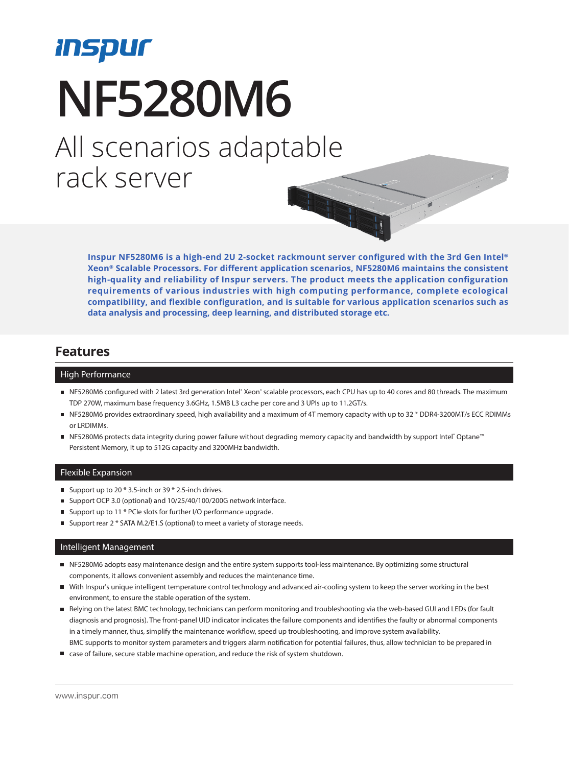inspur

# NF5280M6

## All scenarios adaptable rack server

**Inspur NF5280M6 is a high-end 2U 2-socket rackmount server configured with the 3rd Gen Intel® Xeon® Scalable Processors. For different application scenarios, NF5280M6 maintains the consistent high-quality and reliability of Inspur servers. The product meets the application configuration requirements of various industries with high computing performance, complete ecological compatibility, and flexible configuration, and is suitable for various application scenarios such as data analysis and processing, deep learning, and distributed storage etc.**

## Features

### High Performance

- NF5280M6 configured with 2 latest 3rd generation Intel® Xeon® scalable processors, each CPU has up to 40 cores and 80 threads. The maximum TDP 270W, maximum base frequency 3.6GHz, 1.5MB L3 cache per core and 3 UPIs up to 11.2GT/s.
- NF5280M6 provides extraordinary speed, high availability and a maximum of 4T memory capacity with up to 32 * DDR4-3200MT/s ECC RDIMMs or LRDIMMs.
- NF5280M6 protects data integrity during power failure without degrading memory capacity and bandwidth by support Intel® Optane™ Persistent Memory, It up to 512G capacity and 3200MHz bandwidth.

### Flexible Expansion

- Support up to 20 * 3.5-inch or 39 * 2.5-inch drives.
- Support OCP 3.0 (optional) and 10/25/40/100/200G network interface.
- Support up to 11 * PCIe slots for further I/O performance upgrade.
- Support rear 2 * SATA M.2/E1.S (optional) to meet a variety of storage needs.

### Intelligent Management

- NF5280M6 adopts easy maintenance design and the entire system supports tool-less maintenance. By optimizing some structural components, it allows convenient assembly and reduces the maintenance time.
- With Inspur's unique intelligent temperature control technology and advanced air-cooling system to keep the server working in the best environment, to ensure the stable operation of the system.
- Relying on the latest BMC technology, technicians can perform monitoring and troubleshooting via the web-based GUI and LEDs (for fault diagnosis and prognosis). The front-panel UID indicator indicates the failure components and identifies the faulty or abnormal components in a timely manner, thus, simplify the maintenance workflow, speed up troubleshooting, and improve system availability.
- BMC supports to monitor system parameters and triggers alarm notification for potential failures, thus, allow technician to be prepared in case of failure, secure stable machine operation, and reduce the risk of system shutdown.

www.inspur.com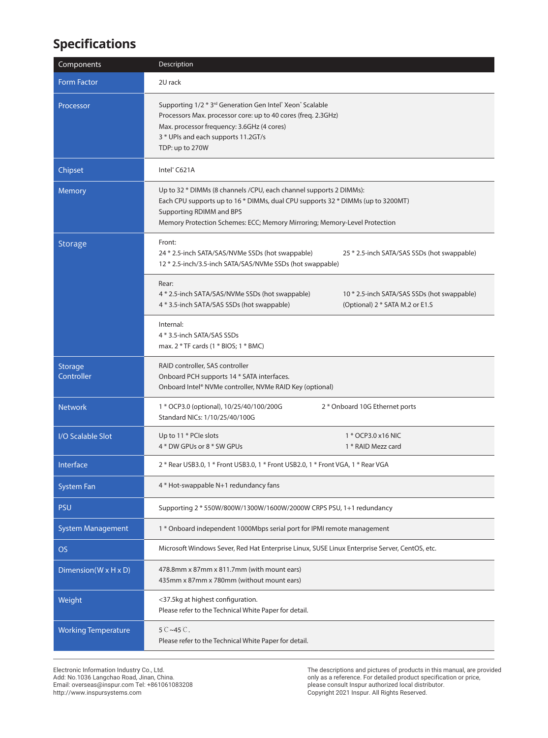## Specifications

| Components | Description |
|---|---|
| Form Factor | 2U rack |
| Processor | Supporting 1/2 * 3rd Generation Gen Intel® Xeon® Scalable<br>Processors Max. processor core: up to 40 cores (freq. 2.3GHz)<br>Max. processor frequency: 3.6GHz (4 cores)<br>3 * UPIs and each supports 11.2GT/s<br>TDP: up to 270W |
| Chipset | Intel® C621A |
| Memory | Up to 32 * DIMMs (8 channels /CPU, each channel supports 2 DIMMs):<br>Each CPU supports up to 16 * DIMMs, dual CPU supports 32 * DIMMs (up to 3200MT)<br>Supporting RDIMM and BPS<br>Memory Protection Schemes: ECC; Memory Mirroring; Memory-Level Protection |
| Storage | Front:<br>24 * 2.5-inch SATA/SAS/NVMe SSDs (hot swappable)<br>12 * 2.5-inch/3.5-inch SATA/SAS/NVMe SSDs (hot swappable)<br>25 * 2.5-inch SATA/SAS SSDs (hot swappable) |
| | Rear:<br>4 * 2.5-inch SATA/SAS/NVMe SSDs (hot swappable)<br>4 * 3.5-inch SATA/SAS SSDs (hot swappable)<br>10 * 2.5-inch SATA/SAS SSDs (hot swappable)<br>(Optional) 2 * SATA M.2 or E1.S |
| | Internal:<br>4 * 3.5-inch SATA/SAS SSDs<br>max. 2 * TF cards (1 * BIOS; 1 * BMC) |
| Storage Controller | RAID controller, SAS controller<br>Onboard PCH supports 14 * SATA interfaces.<br>Onboard Intel® NVMe controller, NVMe RAID Key (optional) |
| Network | 1 * OCP3.0 (optional), 10/25/40/100/200G<br>Standard NICs: 1/10/25/40/100G<br>2 * Onboard 10G Ethernet ports |
| I/O Scalable Slot | Up to 11 * PCIe slots<br>4 * DW GPUs or 8 * SW GPUs<br>1 * OCP3.0 x16 NIC<br>1 * RAID Mezz card |
| Interface | 2 * Rear USB3.0, 1 * Front USB3.0, 1 * Front USB2.0, 1 * Front VGA, 1 * Rear VGA |
| System Fan | 4 * Hot-swappable N+1 redundancy fans |
| PSU | Supporting 2 * 550W/800W/1300W/1600W/2000W CRPS PSU, 1+1 redundancy |
| System Management | 1 * Onboard independent 1000Mbps serial port for IPMI remote management |
| OS | Microsoft Windows Sever, Red Hat Enterprise Linux, SUSE Linux Enterprise Server, CentOS, etc. |
| Dimension(W x H x D) | 478.8mm x 87mm x 811.7mm (with mount ears)<br>435mm x 87mm x 780mm (without mount ears) |
| Weight | <37.5kg at highest configuration.<br>Please refer to the Technical White Paper for detail. |
| Working Temperature | 5℃~45℃.<br>Please refer to the Technical White Paper for detail. |

Electronic Information Industry Co., Ltd.
Add: No.1036 Langchao Road, Jinan, China.
Email: overseas@inspur.com Tel: +861061083208
http://www.inspursystems.com

The descriptions and pictures of products in this manual, are provided only as a reference. For detailed product specification or price, please consult Inspur authorized local distributor.
Copyright 2021 Inspur. All Rights Reserved.